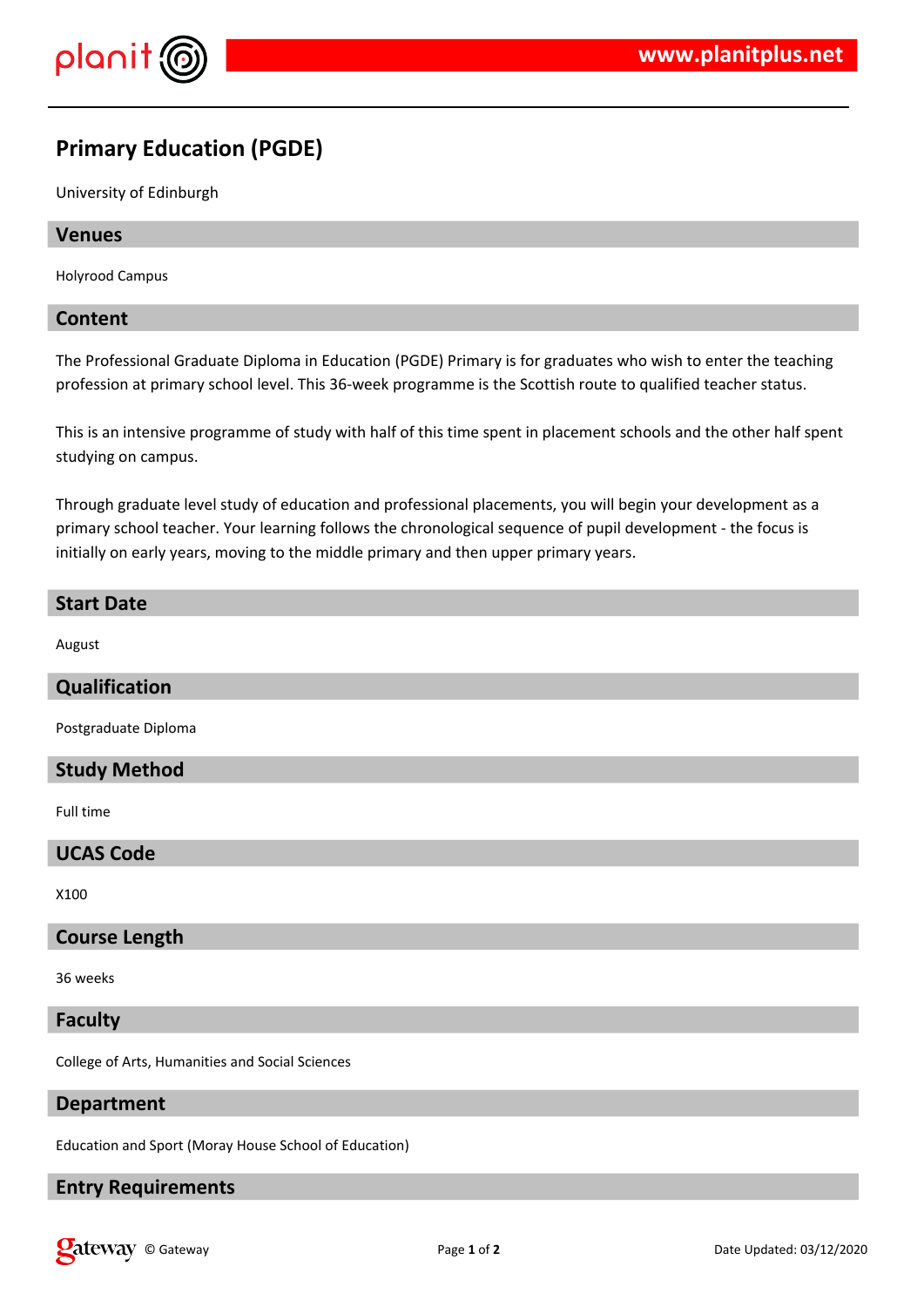# Primary Education (PGDE)

University of Edinburgh

## Venues

Holyrood Campus

## Content

The Professional Graduate Diploma in Education (PGDE) Primary is for graduates who wish to enter the teaching profession at primary school level. This 36-week programme is the Scottish route to qualified teacher status.

This is an intensive programme of study with half of this time spent in placement schools and the other half spent studying on campus.

Through graduate level study of education and professional placements, you will begin your development as a primary school teacher. Your learning follows the chronological sequence of pupil development - the focus is initially on early years, moving to the middle primary and then upper primary years.

## Start Date

August

## Qualification

Postgraduate Diploma

## Study Method

Full time

## UCAS Code

X100

## Course Length

36 weeks

## Faculty

College of Arts, Humanities and Social Sciences

## Department

Education and Sport (Moray House School of Education)

## Entry Requirements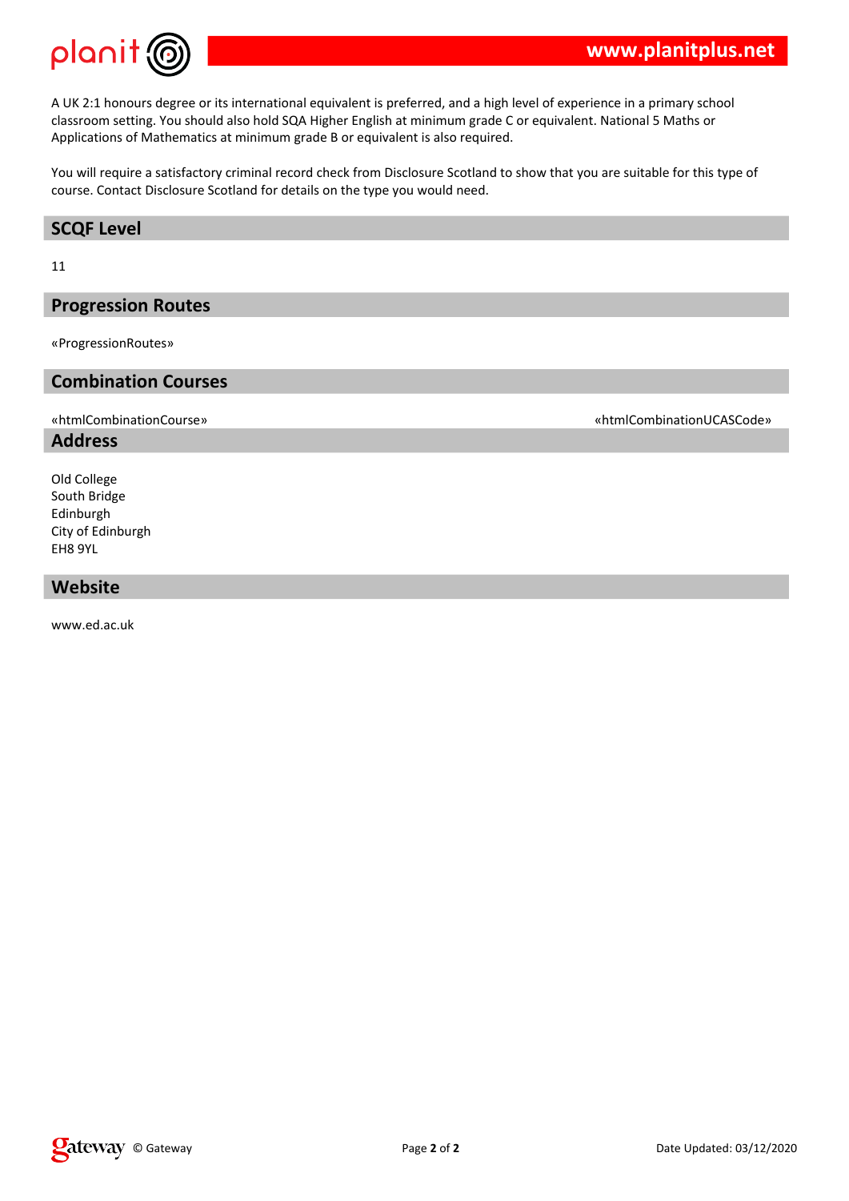A UK 2:1 honours degree or its international equivalent is preferred, and a high level of experience in a primary school classroom setting. You should also hold SQA Higher English at minimum grade C or equivalent. National 5 Maths or Applications of Mathematics at minimum grade B or equivalent is also required.

You will require a satisfactory criminal record check from Disclosure Scotland to show that you are suitable for this type of course. Contact Disclosure Scotland for details on the type you would need.

## SCQF Level

11

## Progression Routes

«ProgressionRoutes»

## Combination Courses

«htmlCombinationCourse» «htmlCombinationUCASCode»

## Address

Old College
South Bridge
Edinburgh
City of Edinburgh
EH8 9YL

## Website

www.ed.ac.uk